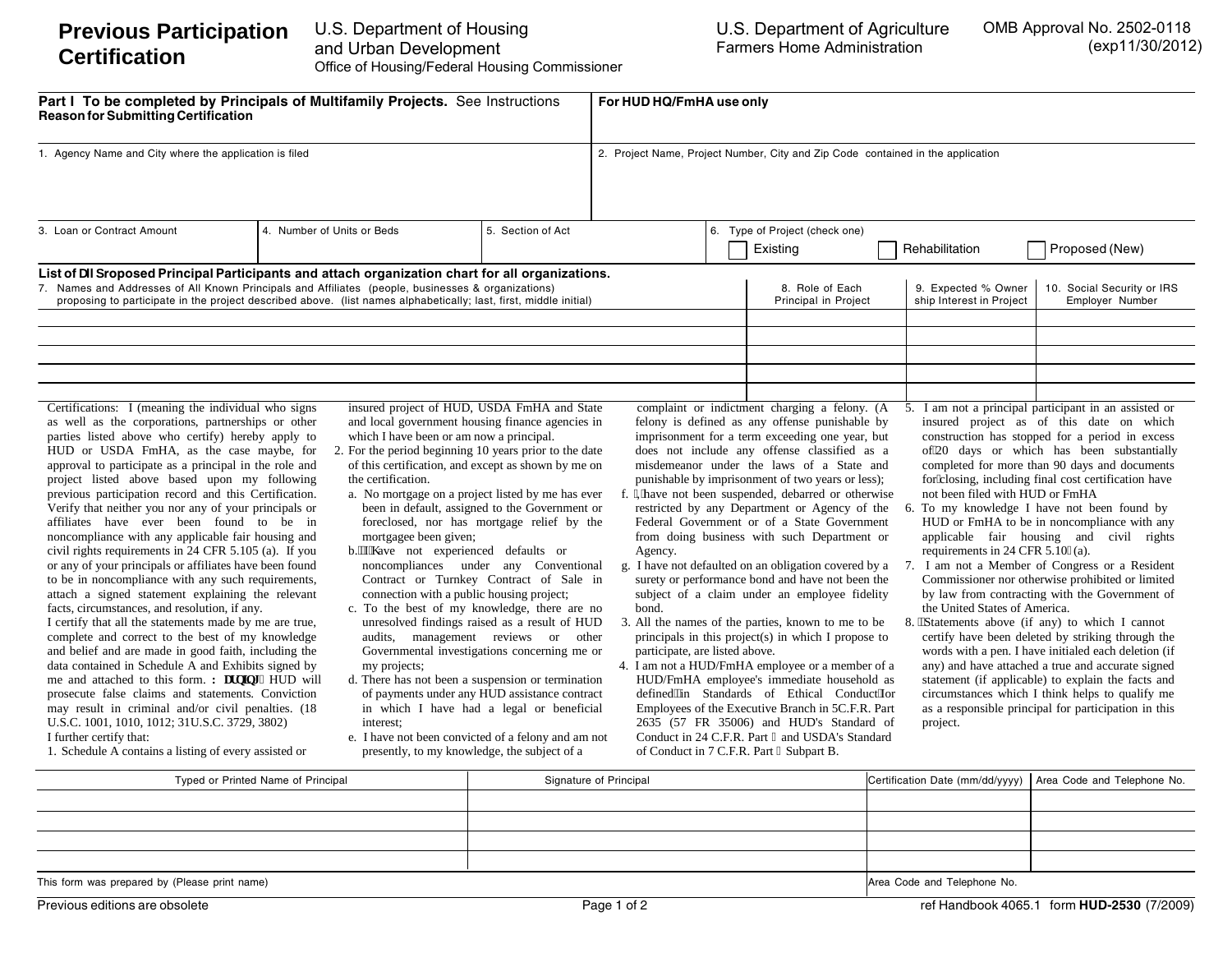# Previous Participation Certification

U.S. Department of Housing and Urban Development
Office of Housing/Federal Housing Commissioner

U.S. Department of Agriculture
Farmers Home Administration

OMB Approval No. 2502-0118 (exp11/30/2012)

| **Part I To be completed by Principals of Multifamily Projects.** See Instructions<br>**Reason for Submitting Certification** | | | **For HUD HQ/FmHA use only** | | |
|---|---|---|---|---|---|
| 1. Agency Name and City where the application is filed | | | 2. Project Name, Project Number, City and Zip Code contained in the application | | |
| 3. Loan or Contract Amount | 4. Number of Units or Beds | 5. Section of Act | 6. Type of Project (check one)<br>☐ Existing ☐ Rehabilitation ☐ Proposed (New) | | |

**List of all proposed Principal Participants and attach organization chart for all organizations.**

| 7. Names and Addresses of All Known Principals and Affiliates (people, businesses & organizations) proposing to participate in the project described above. (list names alphabetically; last, first, middle initial) | 8. Role of Each Principal in Project | 9. Expected % Ownership Interest in Project | 10. Social Security or IRS Employer Number |
|---|---|---|---|
| | | | |
| | | | |
| | | | |
| | | | |

Certifications: I (meaning the individual who signs as well as the corporations, partnerships or other parties listed above who certify) hereby apply to HUD or USDA FmHA, as the case maybe, for approval to participate as a principal in the role and project listed above based upon my following previous participation record and this Certification. Verify that neither you nor any of your principals or affiliates have ever been found to be in noncompliance with any applicable fair housing and civil rights requirements in 24 CFR 5.105 (a). If you or any of your principals or affiliates have been found to be in noncompliance with any such requirements, attach a signed statement explaining the relevant facts, circumstances, and resolution, if any.

I certify that all the statements made by me are true, complete and correct to the best of my knowledge and belief and are made in good faith, including the data contained in Schedule A and Exhibits signed by me and attached to this form. Warning: HUD will prosecute false claims and statements. Conviction may result in criminal and/or civil penalties. (18 U.S.C. 1001, 1010, 1012; 31U.S.C. 3729, 3802)

I further certify that:

1. Schedule A contains a listing of every assisted or insured project of HUD, USDA FmHA and State and local government housing finance agencies in which I have been or am now a principal.
2. For the period beginning 10 years prior to the date of this certification, and except as shown by me on the certification.
   a. No mortgage on a project listed by me has ever been in default, assigned to the Government or foreclosed, nor has mortgage relief by the mortgagee been given;
   b. I have not experienced defaults or noncompliances under any Conventional Contract or Turnkey Contract of Sale in connection with a public housing project;
   c. To the best of my knowledge, there are no unresolved findings raised as a result of HUD audits, management reviews or other Governmental investigations concerning me or my projects;
   d. There has not been a suspension or termination of payments under any HUD assistance contract in which I have had a legal or beneficial interest;
   e. I have not been convicted of a felony and am not presently, to my knowledge, the subject of a complaint or indictment charging a felony. (A felony is defined as any offense punishable by imprisonment for a term exceeding one year, but does not include any offense classified as a misdemeanor under the laws of a State and punishable by imprisonment of two years or less);
   f. I have not been suspended, debarred or otherwise restricted by any Department or Agency of the Federal Government or of a State Government from doing business with such Department or Agency.
   g. I have not defaulted on an obligation covered by a surety or performance bond and have not been the subject of a claim under an employee fidelity bond.
3. All the names of the parties, known to me to be principals in this project(s) in which I propose to participate, are listed above.
4. I am not a HUD/FmHA employee or a member of a HUD/FmHA employee's household as defined in Standards of Ethical Conduct for Employees of the Executive Branch in 5C.F.R. Part 2635 (57 FR 35006) and HUD's Standard of Conduct in 24 C.F.R. Part 0 and USDA's Standard of Conduct in 7 C.F.R. Part 0 Subpart B.
5. I am not a principal participant in an assisted or insured project as of this date on which construction has stopped for a period in excess of 20 days or which has been substantially completed for more than 90 days and documents for closing, including final cost certification have not been filed with HUD or FmHA
6. To my knowledge I have not been found by HUD or FmHA to be in noncompliance with any applicable fair housing and civil rights requirements in 24 CFR 5.105 (a).
7. I am not a Member of Congress or a Resident Commissioner nor otherwise prohibited or limited by law from contracting with the Government of the United States of America.
8. Statements above (if any) to which I cannot certify have been deleted by striking through the words with a pen. I have initialed each deletion (if any) and have attached a true and accurate signed statement (if applicable) to explain the facts and circumstances which I think helps to qualify me as a responsible principal for participation in this project.

| Typed or Printed Name of Principal | Signature of Principal | Certification Date (mm/dd/yyyy) | Area Code and Telephone No. |
|---|---|---|---|
| | | | |
| | | | |
| | | | |
| | | | |

| This form was prepared by (Please print name) | Area Code and Telephone No. |
|---|---|
| | |

Previous editions are obsolete

ref Handbook 4065.1 form **HUD-2530** (7/2009)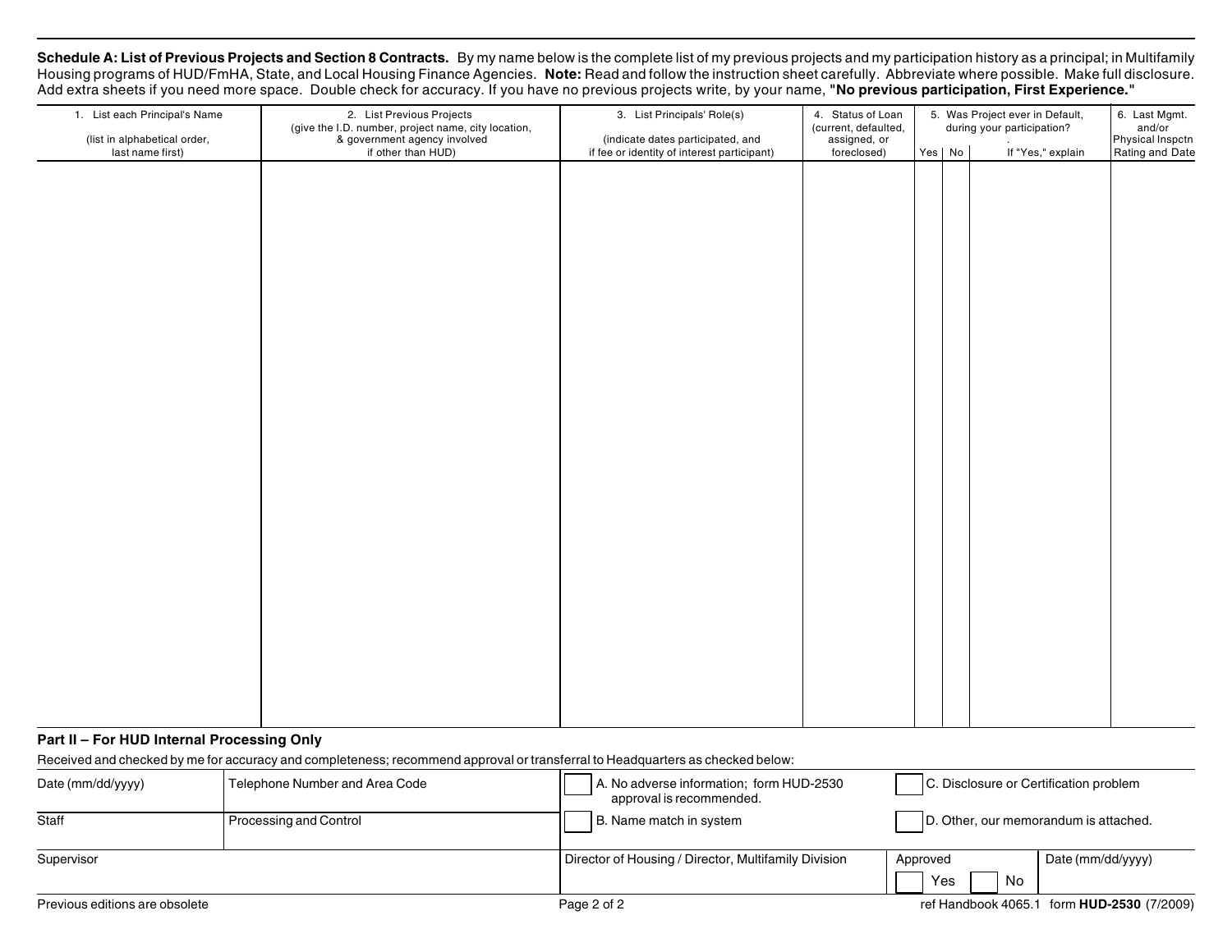**Schedule A: List of Previous Projects and Section 8 Contracts.** By my name below is the complete list of my previous projects and my participation history as a principal; in Multifamily Housing programs of HUD/FmHA, State, and Local Housing Finance Agencies. **Note:** Read and follow the instruction sheet carefully. Abbreviate where possible. Make full disclosure. Add extra sheets if you need more space. Double check for accuracy. If you have no previous projects write, by your name, **"No previous participation, First Experience."**

| 1. List each Principal's Name (list in alphabetical order, last name first) | 2. List Previous Projects (give the I.D. number, project name, city location, & government agency involved if other than HUD) | 3. List Principals' Role(s) (indicate dates participated, and if fee or identity of interest participant) | 4. Status of Loan (current, defaulted, assigned, or foreclosed) | 5. Was Project ever in Default, during your participation? | | | 6. Last Mgmt. and/or Physical Inspctn Rating and Date |
|---|---|---|---|---|---|---|---|
| | | | | Yes | No | If "Yes," explain | |
| | | | | | | | |

## Part II – For HUD Internal Processing Only

Received and checked by me for accuracy and completeness; recommend approval or transferral to Headquarters as checked below:

| Date (mm/dd/yyyy) | Telephone Number and Area Code | ☐ A. No adverse information; form HUD-2530 approval is recommended. | ☐ C. Disclosure or Certification problem | |
|---|---|---|---|---|
| Staff | Processing and Control | ☐ B. Name match in system | ☐ D. Other, our memorandum is attached. | |
| Supervisor | | Director of Housing / Director, Multifamily Division | Approved ☐ Yes ☐ No | Date (mm/dd/yyyy) |

Previous editions are obsolete

ref Handbook 4065.1 form **HUD-2530** (7/2009)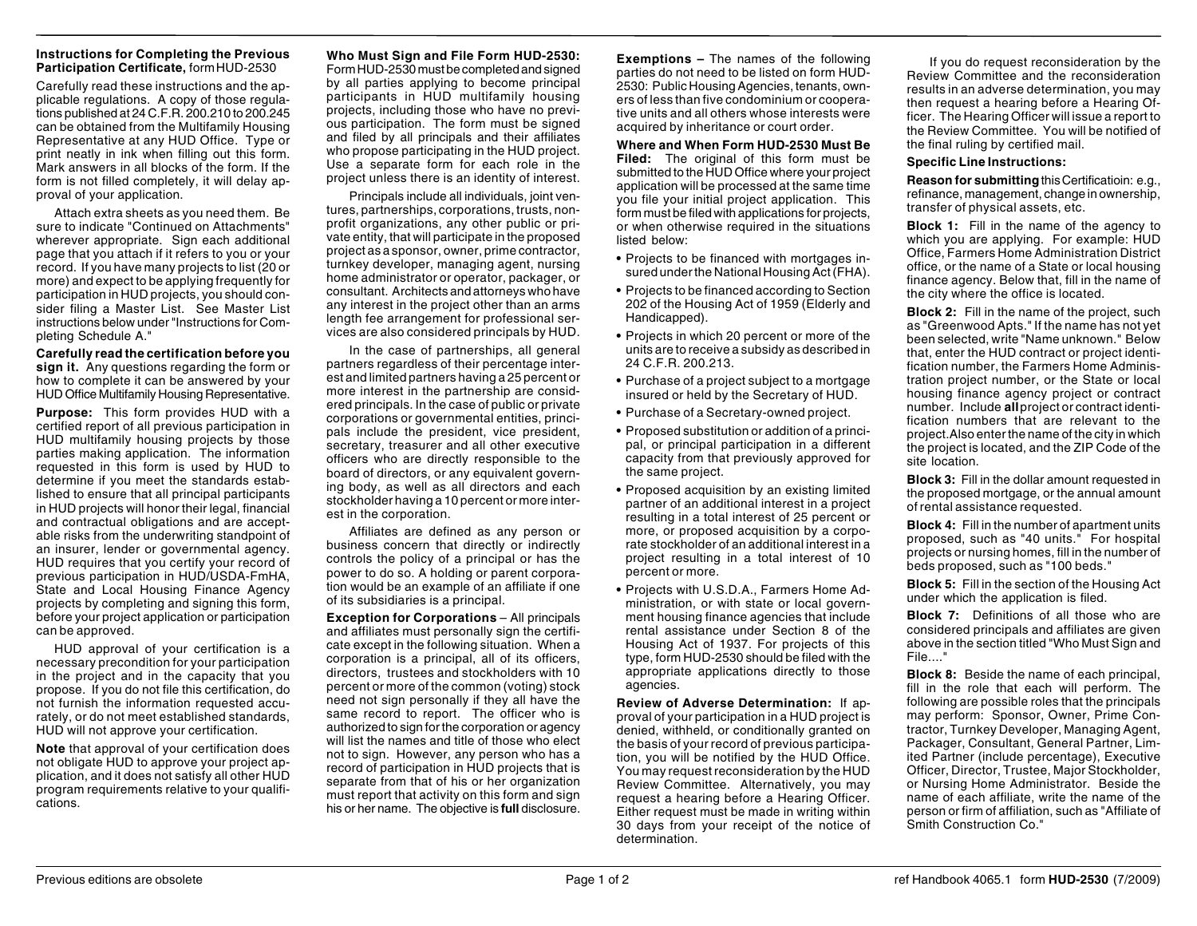**Instructions for Completing the Previous Participation Certificate,** form HUD-2530

Carefully read these instructions and the applicable regulations. A copy of those regulations published at 24 C.F.R. 200.210 to 200.245 can be obtained from the Multifamily Housing Representative at any HUD Office. Type or print neatly in ink when filling out this form. Mark answers in all blocks of the form. If the form is not filled completely, it will delay approval of your application.

Attach extra sheets as you need them. Be sure to indicate "Continued on Attachments" wherever appropriate. Sign each additional page that you attach if it refers to you or your record. If you have many projects to list (20 or more) and expect to be applying frequently for participation in HUD projects, you should consider filing a Master List. See Master List instructions below under "Instructions for Completing Schedule A."

**Carefully read the certification before you sign it.** Any questions regarding the form or how to complete it can be answered by your HUD Office Multifamily Housing Representative.

**Purpose:** This form provides HUD with a certified report of all previous participation in HUD multifamily housing projects by those parties making application. The information requested in this form is used by HUD to determine if you meet the standards established to ensure that all principal participants in HUD projects will honor their legal, financial and contractual obligations and are acceptable risks from the underwriting standpoint of an insurer, lender or governmental agency. HUD requires that you certify your record of previous participation in HUD/USDA-FmHA, State and Local Housing Finance Agency projects by completing and signing this form, before your project application or participation can be approved.

HUD approval of your certification is a necessary precondition for your participation in the project and in the capacity that you propose. If you do not file this certification, do not furnish the information requested accurately, or do not meet established standards, HUD will not approve your certification.

**Note** that approval of your certification does not obligate HUD to approve your project application, and it does not satisfy all other HUD program requirements relative to your qualifications.

**Who Must Sign and File Form HUD-2530:** Form HUD-2530 must be completed and signed by all parties applying to become principal participants in HUD multifamily housing projects, including those who have no previous participation. The form must be signed and filed by all principals and their affiliates who propose participating in the HUD project. Use a separate form for each role in the project unless there is an identity of interest.

Principals include all individuals, joint ventures, partnerships, corporations, trusts, nonprofit organizations, any other public or private entity, that will participate in the proposed project as a sponsor, owner, prime contractor, turnkey developer, managing agent, nursing home administrator or operator, packager, or consultant. Architects and attorneys who have any interest in the project other than an arms length fee arrangement for professional services are also considered principals by HUD.

In the case of partnerships, all general partners regardless of their percentage interest and limited partners having a 25 percent or more interest in the partnership are considered principals. In the case of public or private corporations or governmental entities, principals include the president, vice president, secretary, treasurer and all other executive officers who are directly responsible to the board of directors, or any equivalent governing body, as well as all directors and each stockholder having a 10 percent or more interest in the corporation.

Affiliates are defined as any person or business concern that directly or indirectly controls the policy of a principal or has the power to do so. A holding or parent corporation would be an example of an affiliate if one of its subsidiaries is a principal.

**Exception for Corporations** – All principals and affiliates must personally sign the certificate except in the following situation. When a corporation is a principal, all of its officers, directors, trustees and stockholders with 10 percent or more of the common (voting) stock need not sign personally if they all have the same record to report. The officer who is authorized to sign for the corporation or agency will list the names and title of those who elect not to sign. However, any person who has a record of participation in HUD projects that is separate from that of his or her organization must report that activity on this form and sign his or her name. The objective is **full** disclosure.

**Exemptions –** The names of the following parties do not need to be listed on form HUD-2530: Public Housing Agencies, tenants, owners of less than five condominium or cooperative units and all others whose interests were acquired by inheritance or court order.

**Where and When Form HUD-2530 Must Be Filed:** The original of this form must be submitted to the HUD Office where your project application will be processed at the same time you file your initial project application. This form must be filed with applications for projects, or when otherwise required in the situations listed below:

- Projects to be financed with mortgages insured under the National Housing Act (FHA).
- Projects to be financed according to Section 202 of the Housing Act of 1959 (Elderly and Handicapped).
- Projects in which 20 percent or more of the units are to receive a subsidy as described in 24 C.F.R. 200.213.
- Purchase of a project subject to a mortgage insured or held by the Secretary of HUD.
- Purchase of a Secretary-owned project.
- Proposed substitution or addition of a principal, or principal participation in a different capacity from that previously approved for the same project.
- Proposed acquisition by an existing limited partner of an additional interest in a project resulting in a total interest of 25 percent or more, or proposed acquisition by a corporate stockholder of an additional interest in a project resulting in a total interest of 10 percent or more.
- Projects with U.S.D.A., Farmers Home Administration, or with state or local government housing finance agencies that include rental assistance under Section 8 of the Housing Act of 1937. For projects of this type, form HUD-2530 should be filed with the appropriate applications directly to those agencies.

**Review of Adverse Determination:** If approval of your participation in a HUD project is denied, withheld, or conditionally granted on the basis of your record of previous participation, you will be notified by the HUD Office. You may request reconsideration by the HUD Review Committee. Alternatively, you may request a hearing before a Hearing Officer. Either request must be made in writing within 30 days from your receipt of the notice of determination.

If you do request reconsideration by the Review Committee and the reconsideration results in an adverse determination, you may then request a hearing before a Hearing Officer. The Hearing Officer will issue a report to the Review Committee. You will be notified of the final ruling by certified mail.

**Specific Line Instructions:**

**Reason for submitting** this Certificatioin: e.g., refinance, management, change in ownership, transfer of physical assets, etc.

**Block 1:** Fill in the name of the agency to which you are applying. For example: HUD Office, Farmers Home Administration District office, or the name of a State or local housing finance agency. Below that, fill in the name of the city where the office is located.

**Block 2:** Fill in the name of the project, such as "Greenwood Apts." If the name has not yet been selected, write "Name unknown." Below that, enter the HUD contract or project identification number, the Farmers Home Administration project number, or the State or local housing finance agency project or contract number. Include **all** project or contract identification numbers that are relevant to the project. Also enter the name of the city in which the project is located, and the ZIP Code of the site location.

**Block 3:** Fill in the dollar amount requested in the proposed mortgage, or the annual amount of rental assistance requested.

**Block 4:** Fill in the number of apartment units proposed, such as "40 units." For hospital projects or nursing homes, fill in the number of beds proposed, such as "100 beds."

**Block 5:** Fill in the section of the Housing Act under which the application is filed.

**Block 7:** Definitions of all those who are considered principals and affiliates are given above in the section titled "Who Must Sign and File...."

**Block 8:** Beside the name of each principal, fill in the role that each will perform. The following are possible roles that the principals may perform: Sponsor, Owner, Prime Contractor, Turnkey Developer, Managing Agent, Packager, Consultant, General Partner, Limited Partner (include percentage), Executive Officer, Director, Trustee, Major Stockholder, or Nursing Home Administrator. Beside the name of each affiliate, write the name of the person or firm of affiliation, such as "Affiliate of Smith Construction Co."

Previous editions are obsolete

ref Handbook 4065.1 form **HUD-2530** (7/2009)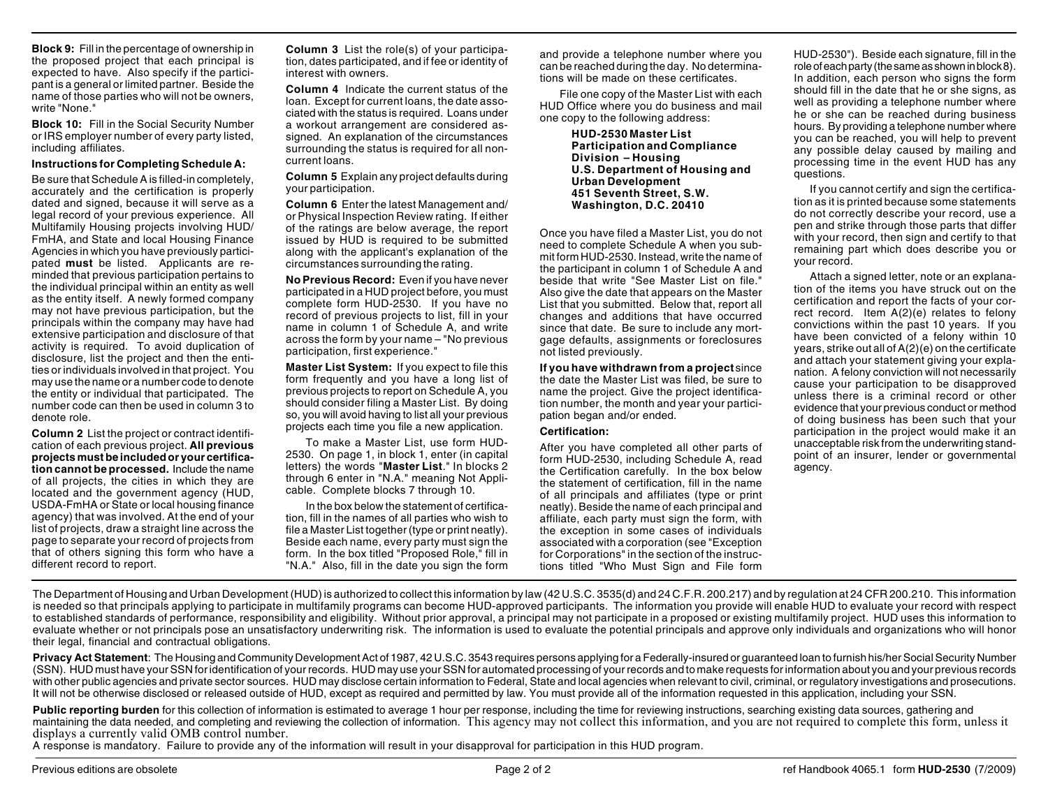**Block 9:** Fill in the percentage of ownership in the proposed project that each principal is expected to have. Also specify if the participant is a general or limited partner. Beside the name of those parties who will not be owners, write "None."

**Block 10:** Fill in the Social Security Number or IRS employer number of every party listed, including affiliates.

**Instructions for Completing Schedule A:**

Be sure that Schedule A is filled-in completely, accurately and the certification is properly dated and signed, because it will serve as a legal record of your previous experience. All Multifamily Housing projects involving HUD/ FmHA, and State and local Housing Finance Agencies in which you have previously participated **must** be listed. Applicants are reminded that previous participation pertains to the individual principal within an entity as well as the entity itself. A newly formed company may not have previous participation, but the principals within the company may have had extensive participation and disclosure of that activity is required. To avoid duplication of disclosure, list the project and then the entities or individuals involved in that project. You may use the name or a number code to denote the entity or individual that participated. The number code can then be used in column 3 to denote role.

**Column 2** List the project or contract identification of each previous project. **All previous projects must be included or your certification cannot be processed.** Include the name of all projects, the cities in which they are located and the government agency (HUD, USDA-FmHA or State or local housing finance agency) that was involved. At the end of your list of projects, draw a straight line across the page to separate your record of projects from that of others signing this form who have a different record to report.

**Column 3** List the role(s) of your participation, dates participated, and if fee or identity of interest with owners.

**Column 4** Indicate the current status of the loan. Except for current loans, the date associated with the status is required. Loans under a workout arrangement are considered assigned. An explanation of the circumstances surrounding the status is required for all noncurrent loans.

**Column 5** Explain any project defaults during your participation.

**Column 6** Enter the latest Management and/ or Physical Inspection Review rating. If either of the ratings are below average, the report issued by HUD is required to be submitted along with the applicant's explanation of the circumstances surrounding the rating.

**No Previous Record:** Even if you have never participated in a HUD project before, you must complete form HUD-2530. If you have no record of previous projects to list, fill in your name in column 1 of Schedule A, and write across the form by your name – "No previous participation, first experience."

**Master List System:** If you expect to file this form frequently and you have a long list of previous projects to report on Schedule A, you should consider filing a Master List. By doing so, you will avoid having to list all your previous projects each time you file a new application.

To make a Master List, use form HUD-2530. On page 1, in block 1, enter (in capital letters) the words "**Master List**." In blocks 2 through 6 enter in "N.A." meaning Not Applicable. Complete blocks 7 through 10.

In the box below the statement of certification, fill in the names of all parties who wish to file a Master List together (type or print neatly). Beside each name, every party must sign the form. In the box titled "Proposed Role," fill in "N.A." Also, fill in the date you sign the form and provide a telephone number where you can be reached during the day. No determinations will be made on these certificates.

File one copy of the Master List with each HUD Office where you do business and mail one copy to the following address:

**HUD-2530 Master List**
**Participation and Compliance Division – Housing**
**U.S. Department of Housing and Urban Development**
**451 Seventh Street, S.W.**
**Washington, D.C. 20410**

Once you have filed a Master List, you do not need to complete Schedule A when you submit form HUD-2530. Instead, write the name of the participant in column 1 of Schedule A and beside that write "See Master List on file." Also give the date that appears on the Master List that you submitted. Below that, report all changes and additions that have occurred since that date. Be sure to include any mortgage defaults, assignments or foreclosures not listed previously.

**If you have withdrawn from a project** since the date the Master List was filed, be sure to name the project. Give the project identification number, the month and year your participation began and/or ended.

**Certification:**

After you have completed all other parts of form HUD-2530, including Schedule A, read the Certification carefully. In the box below the statement of certification, fill in the name of all principals and affiliates (type or print neatly). Beside the name of each principal and affiliate, each party must sign the form, with the exception in some cases of individuals associated with a corporation (see "Exception for Corporations" in the section of the instructions titled "Who Must Sign and File form HUD-2530"). Beside each signature, fill in the role of each party (the same as shown in block 8). In addition, each person who signs the form should fill in the date that he or she signs, as well as providing a telephone number where he or she can be reached during business hours. By providing a telephone number where you can be reached, you will help to prevent any possible delay caused by mailing and processing time in the event HUD has any questions.

If you cannot certify and sign the certification as it is printed because some statements do not correctly describe your record, use a pen and strike through those parts that differ with your record, then sign and certify to that remaining part which does describe you or your record.

Attach a signed letter, note or an explanation of the items you have struck out on the certification and report the facts of your correct record. Item A(2)(e) relates to felony convictions within the past 10 years. If you have been convicted of a felony within 10 years, strike out all of A(2)(e) on the certificate and attach your statement giving your explanation. A felony conviction will not necessarily cause your participation to be disapproved unless there is a criminal record or other evidence that your previous conduct or method of doing business has been such that your participation in the project would make it an unacceptable risk from the underwriting standpoint of an insurer, lender or governmental agency.

---

The Department of Housing and Urban Development (HUD) is authorized to collect this information by law (42 U.S.C. 3535(d) and 24 C.F.R. 200.217) and by regulation at 24 CFR 200.210. This information is needed so that principals applying to participate in multifamily programs can become HUD-approved participants. The information you provide will enable HUD to evaluate your record with respect to established standards of performance, responsibility and eligibility. Without prior approval, a principal may not participate in a proposed or existing multifamily project. HUD uses this information to evaluate whether or not principals pose an unsatisfactory underwriting risk. The information is used to evaluate the potential principals and approve only individuals and organizations who will honor their legal, financial and contractual obligations.

**Privacy Act Statement**: The Housing and Community Development Act of 1987, 42 U.S.C. 3543 requires persons applying for a Federally-insured or guaranteed loan to furnish his/her Social Security Number (SSN). HUD must have your SSN for identification of your records. HUD may use your SSN for automated processing of your records and to make requests for information about you and your previous records with other public agencies and private sector sources. HUD may disclose certain information to Federal, State and local agencies when relevant to civil, criminal, or regulatory investigations and prosecutions. It will not be otherwise disclosed or released outside of HUD, except as required and permitted by law. You must provide all of the information requested in this application, including your SSN.

**Public reporting burden** for this collection of information is estimated to average 1 hour per response, including the time for reviewing instructions, searching existing data sources, gathering and maintaining the data needed, and completing and reviewing the collection of information. This agency may not collect this information, and you are not required to complete this form, unless it displays a currently valid OMB control number.
A response is mandatory. Failure to provide any of the information will result in your disapproval for participation in this HUD program.

Previous editions are obsolete — ref Handbook 4065.1 form **HUD-2530** (7/2009)